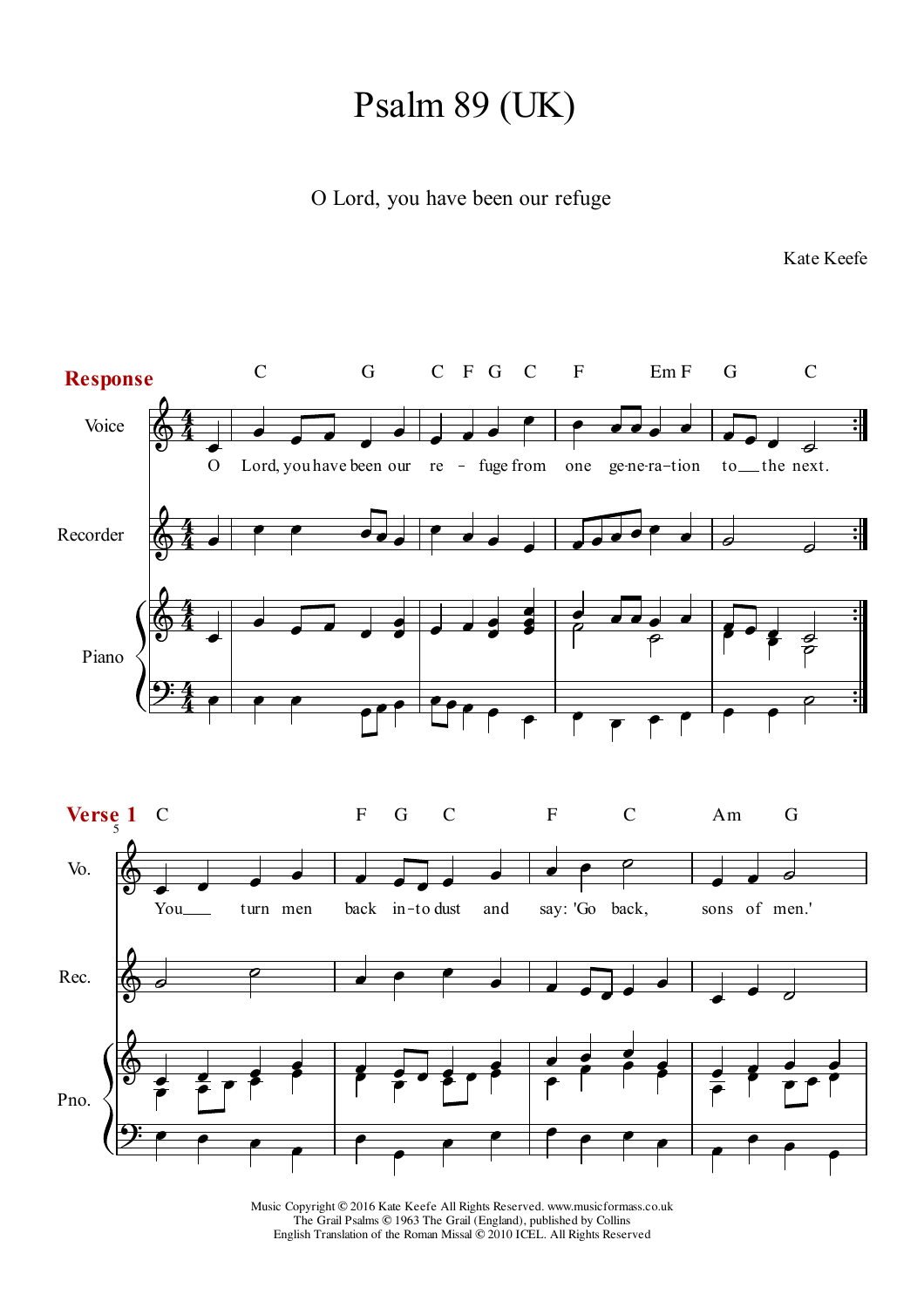# Psalm 89 (UK)

O Lord, you have been our refuge

Kate Keefe

**Response**

O Lord, you have been our refuge from one generation to the next.

**Verse 1**

You turn men back into dust and say: 'Go back, sons of men.'

Music Copyright © 2016 Kate Keefe All Rights Reserved. www.musicformass.co.uk
The Grail Psalms © 1963 The Grail (England), published by Collins
English Translation of the Roman Missal © 2010 ICEL. All Rights Reserved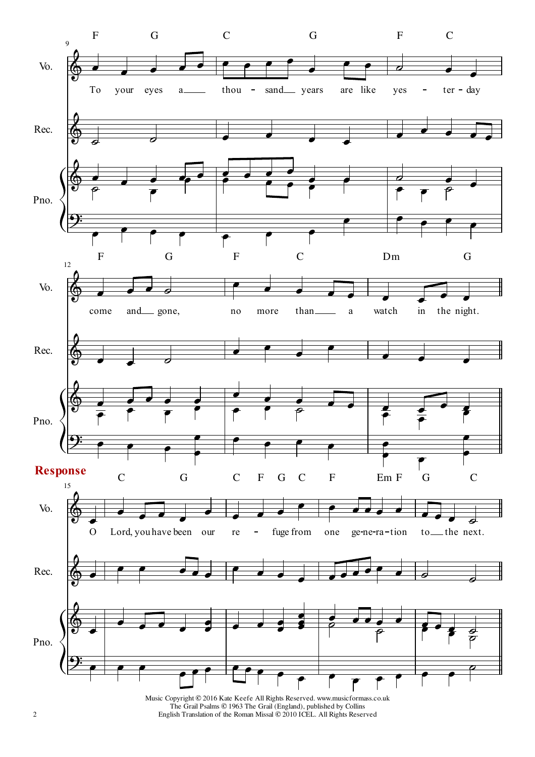**Response**

Music Copyright © 2016 Kate Keefe All Rights Reserved. www.musicformass.co.uk
The Grail Psalms © 1963 The Grail (England), published by Collins
English Translation of the Roman Missal © 2010 ICEL. All Rights Reserved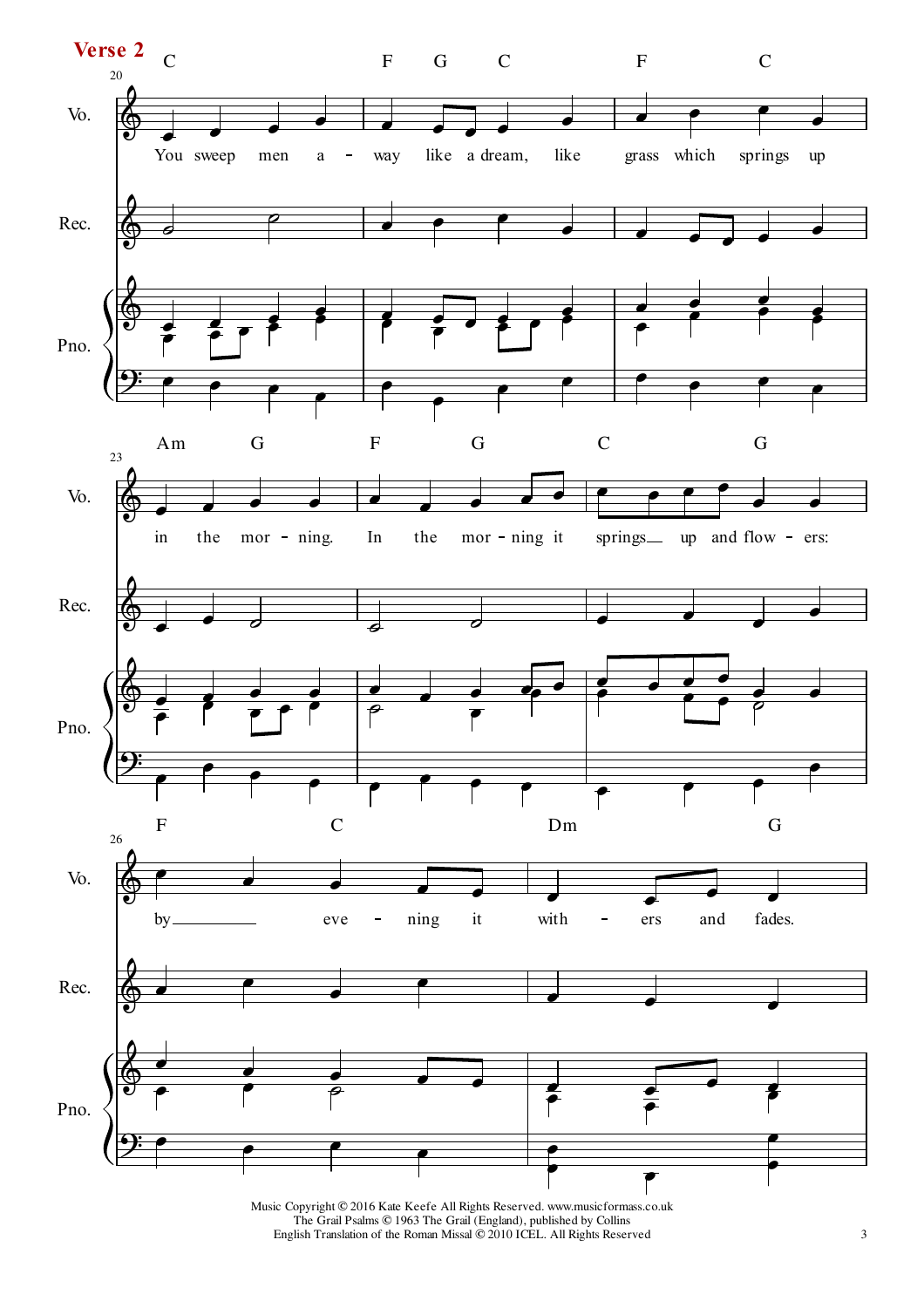**Verse 2**

You sweep men a - way like a dream, like grass which springs up in the mor - ning. In the mor - ning it springs up and flow - ers: by eve - ning it with - ers and fades.

Music Copyright © 2016 Kate Keefe All Rights Reserved. www.musicformass.co.uk
The Grail Psalms © 1963 The Grail (England), published by Collins
English Translation of the Roman Missal © 2010 ICEL. All Rights Reserved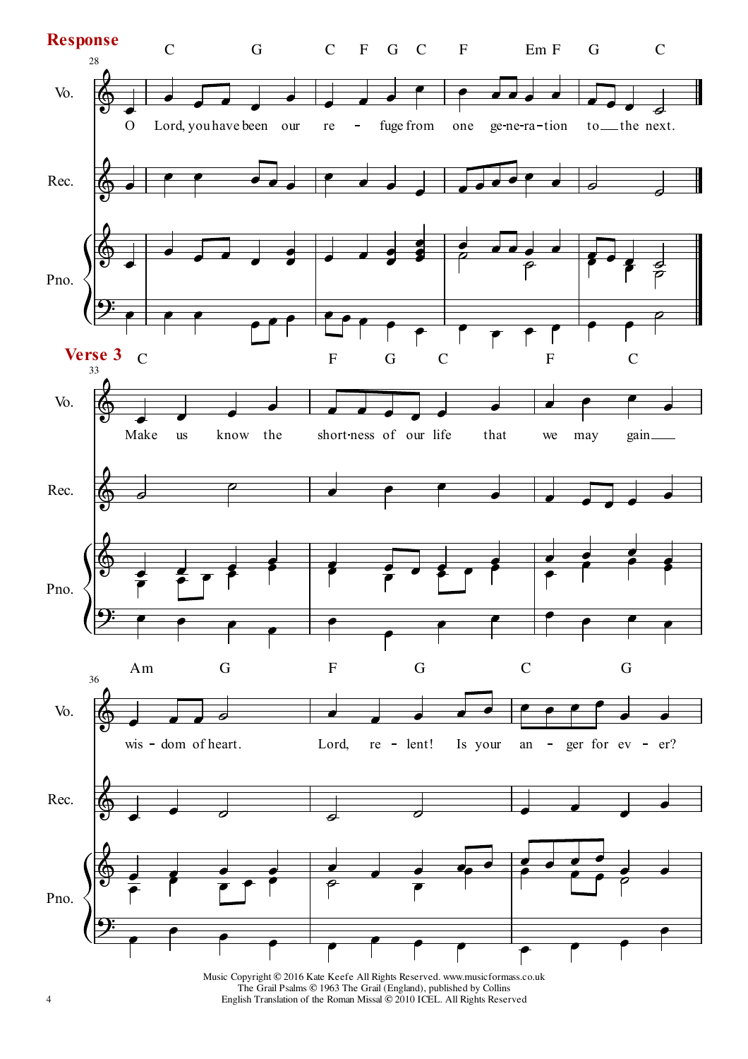## Response

C G C F G C F Em F G C

O Lord, you have been our re - fuge from one ge-ne-ra-tion to the next.

## Verse 3

C F G C F C

Make us know the short-ness of our life that we may gain

Am G F G C G

wis - dom of heart. Lord, re - lent! Is your an - ger for ev - er?

Music Copyright © 2016 Kate Keefe All Rights Reserved. www.musicformass.co.uk
The Grail Psalms © 1963 The Grail (England), published by Collins
English Translation of the Roman Missal © 2010 ICEL. All Rights Reserved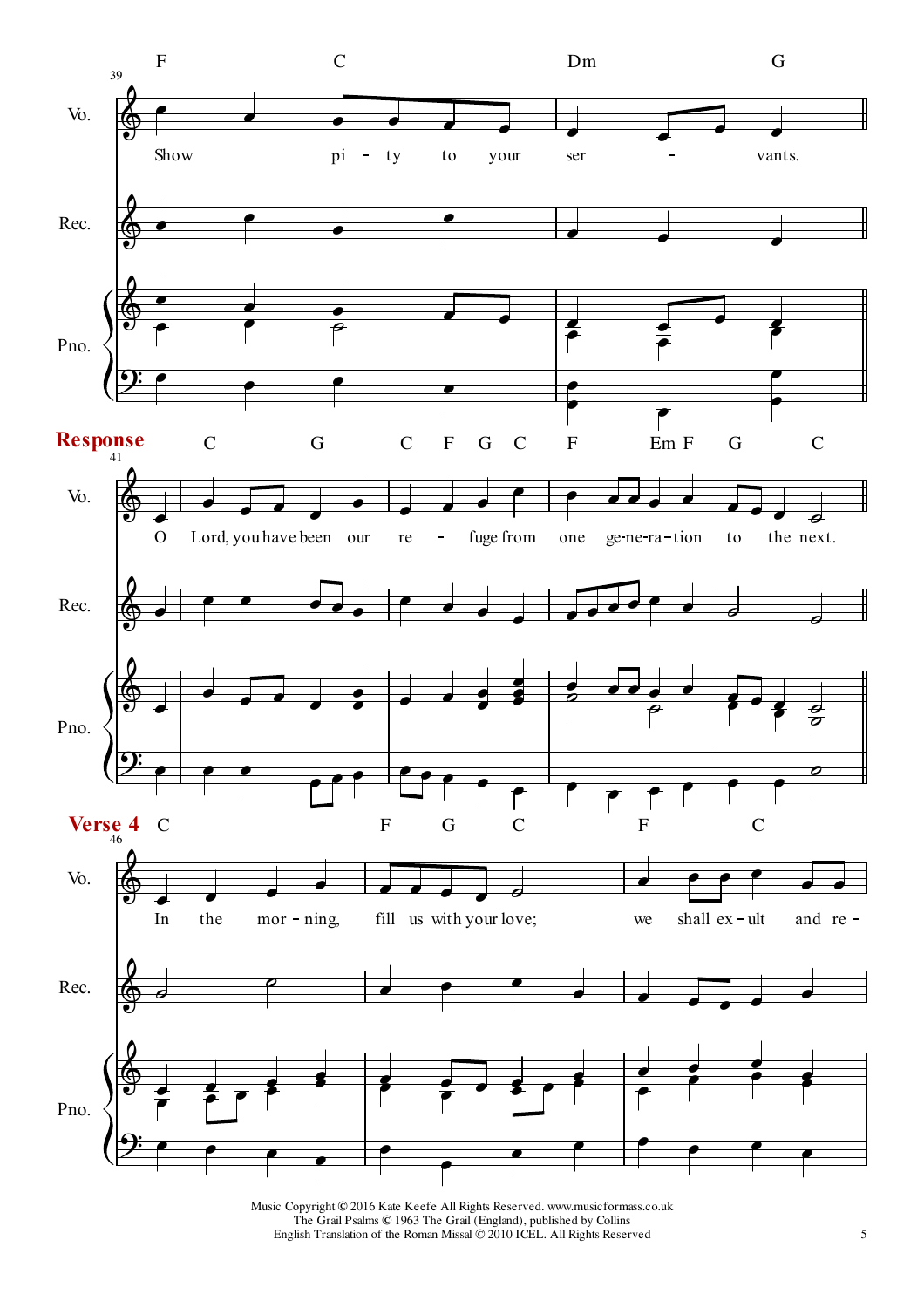**Response**

O Lord, you have been our refuge from one generation to the next.

**Verse 4**

In the morning, fill us with your love; we shall exult and re-

Music Copyright © 2016 Kate Keefe All Rights Reserved. www.musicformass.co.uk
The Grail Psalms © 1963 The Grail (England), published by Collins
English Translation of the Roman Missal © 2010 ICEL. All Rights Reserved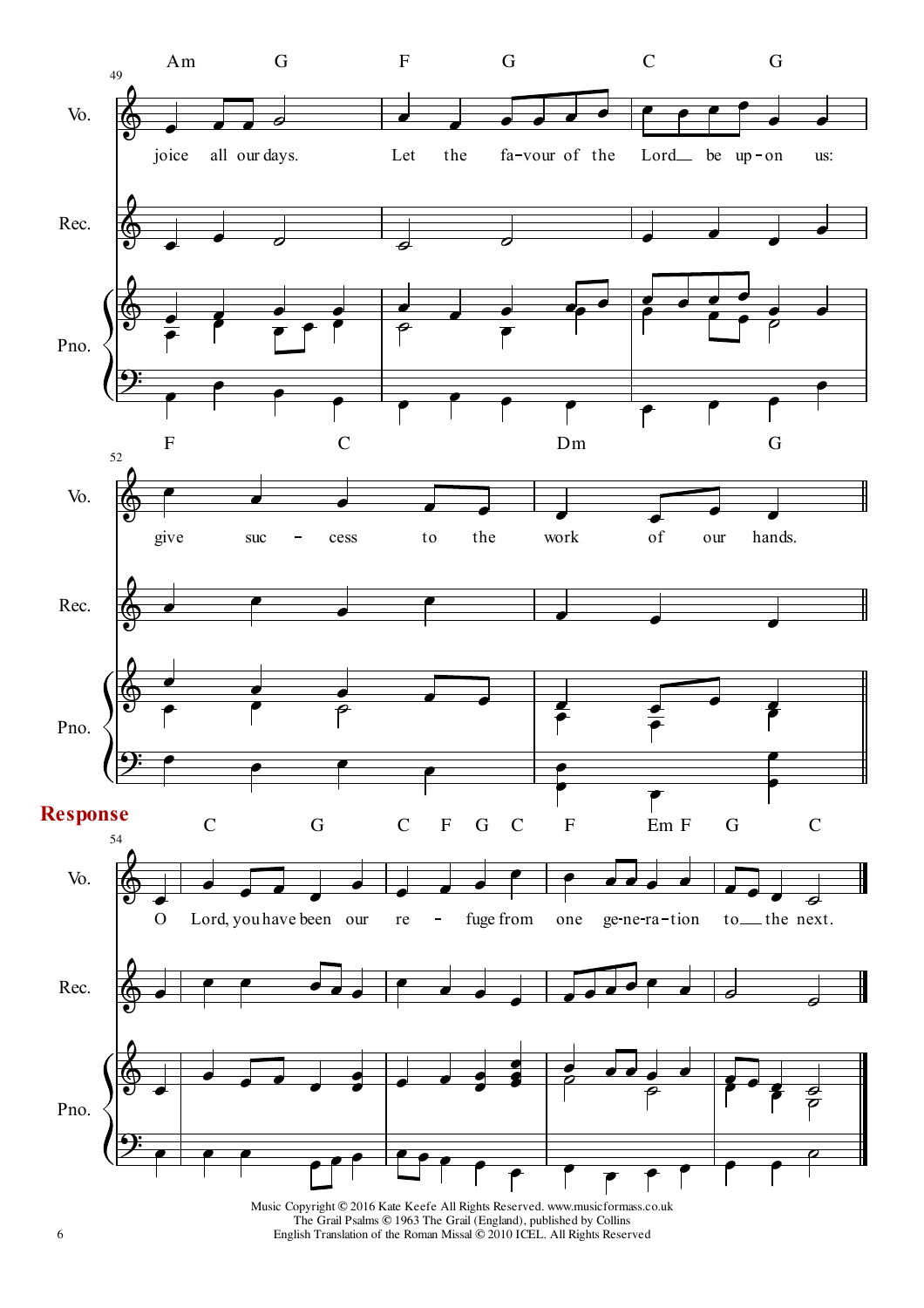**Response**

Music Copyright © 2016 Kate Keefe All Rights Reserved. www.musicformass.co.uk
The Grail Psalms © 1963 The Grail (England), published by Collins
English Translation of the Roman Missal © 2010 ICEL. All Rights Reserved